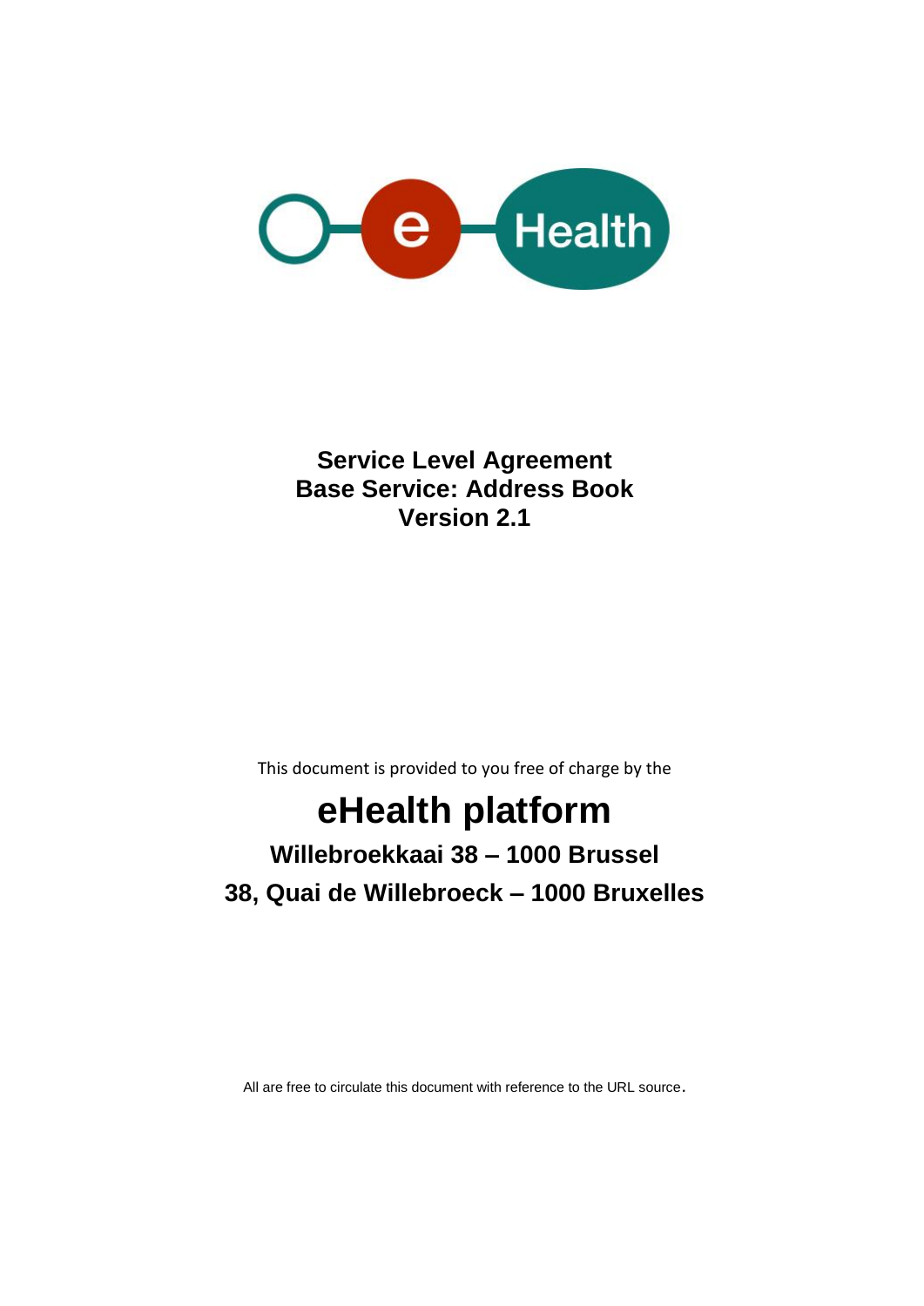# Service Level Agreement
# Base Service: Address Book
# Version 2.1

This document is provided to you free of charge by the

## eHealth platform

### Willebroekkaai 38 – 1000 Brussel

### 38, Quai de Willebroeck – 1000 Bruxelles

All are free to circulate this document with reference to the URL source.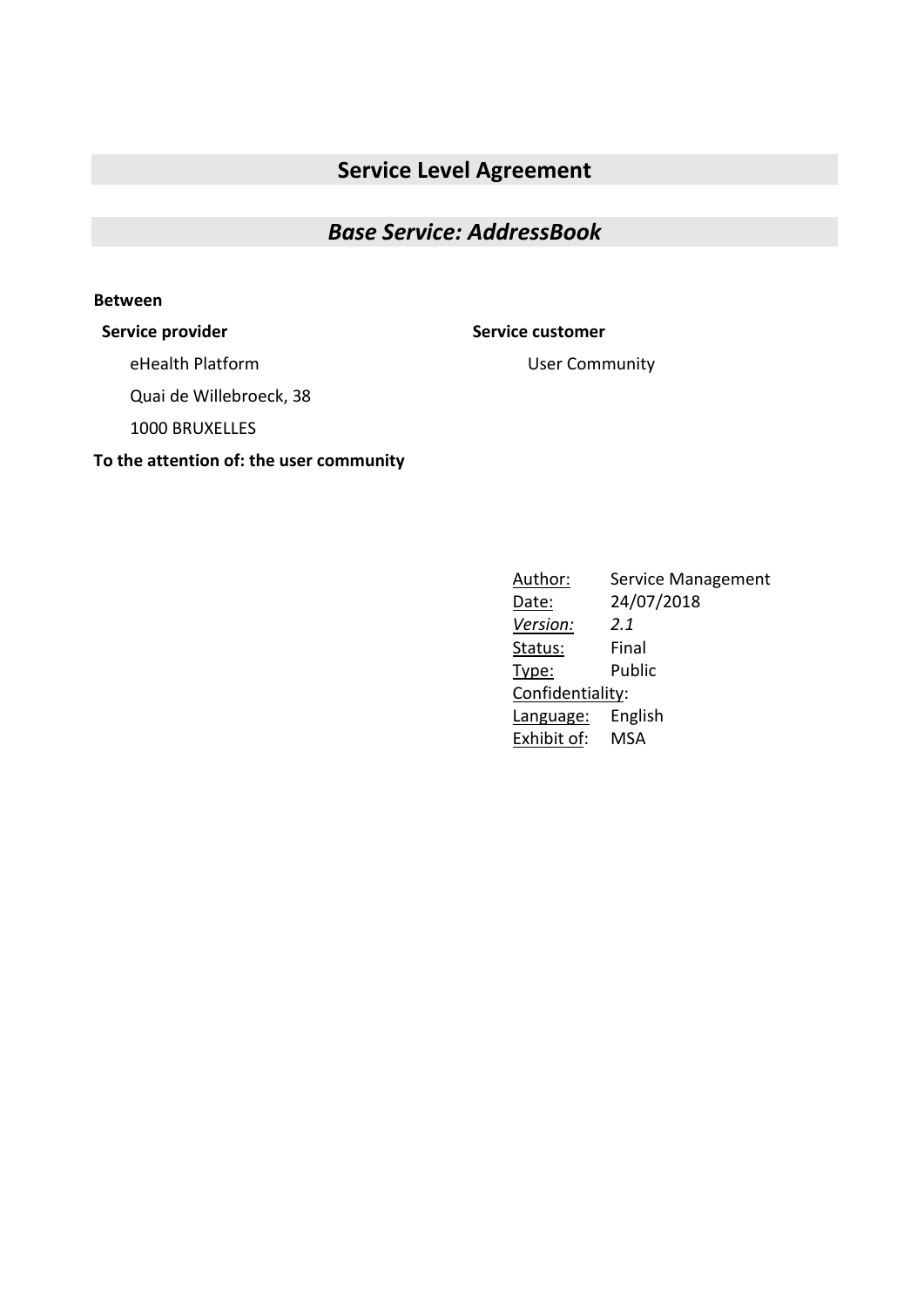# Service Level Agreement

## *Base Service: AddressBook*

**Between**

**Service provider**

eHealth Platform

Quai de Willebroeck, 38

1000 BRUXELLES

**Service customer**

User Community

**To the attention of: the user community**

| | |
|---|---|
| Author: | Service Management |
| Date: | 24/07/2018 |
| *Version:* | *2.1* |
| Status: | Final |
| Type: | Public |
| Confidentiality: | |
| Language: | English |
| Exhibit of: | MSA |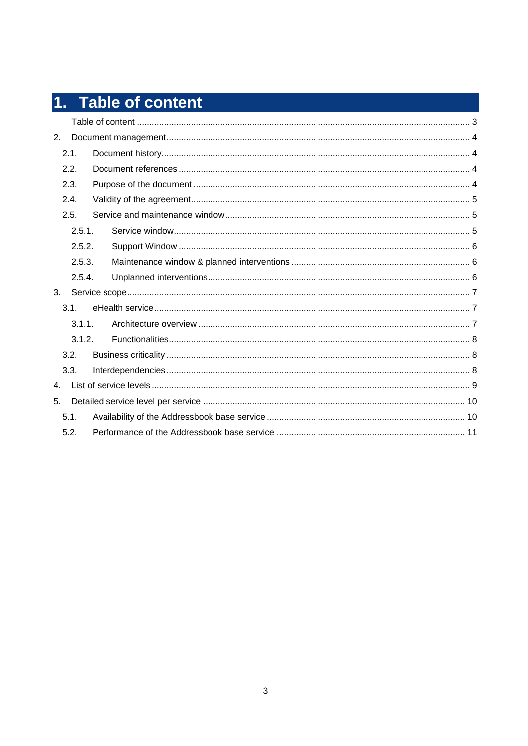# 1. Table of content

Table of content ..... 3

2. Document management ..... 4
   - 2.1. Document history ..... 4
   - 2.2. Document references ..... 4
   - 2.3. Purpose of the document ..... 4
   - 2.4. Validity of the agreement ..... 5
   - 2.5. Service and maintenance window ..... 5
     - 2.5.1. Service window ..... 5
     - 2.5.2. Support Window ..... 6
     - 2.5.3. Maintenance window & planned interventions ..... 6
     - 2.5.4. Unplanned interventions ..... 6
3. Service scope ..... 7
   - 3.1. eHealth service ..... 7
     - 3.1.1. Architecture overview ..... 7
     - 3.1.2. Functionalities ..... 8
   - 3.2. Business criticality ..... 8
   - 3.3. Interdependencies ..... 8
4. List of service levels ..... 9
5. Detailed service level per service ..... 10
   - 5.1. Availability of the Addressbook base service ..... 10
   - 5.2. Performance of the Addressbook base service ..... 11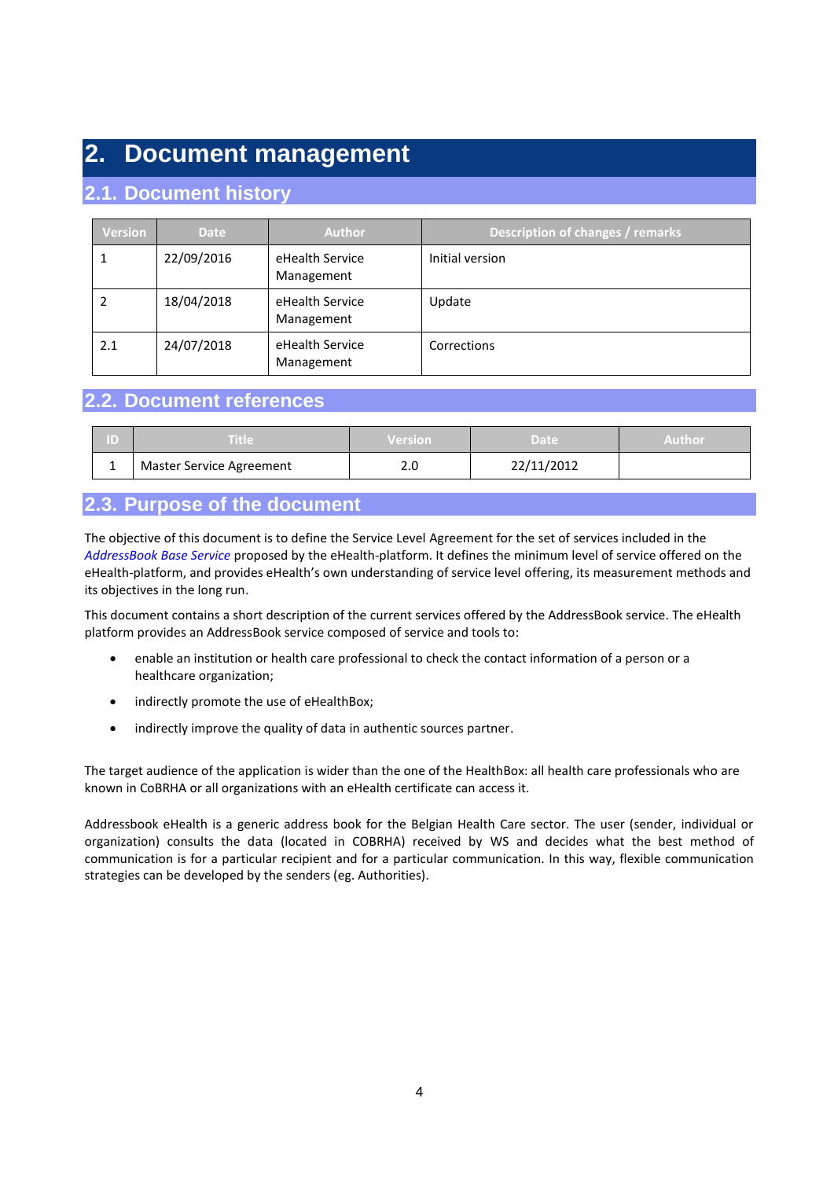# 2. Document management

## 2.1. Document history

| Version | Date | Author | Description of changes / remarks |
|---|---|---|---|
| 1 | 22/09/2016 | eHealth Service Management | Initial version |
| 2 | 18/04/2018 | eHealth Service Management | Update |
| 2.1 | 24/07/2018 | eHealth Service Management | Corrections |

## 2.2. Document references

| ID | Title | Version | Date | Author |
|---|---|---|---|---|
| 1 | Master Service Agreement | 2.0 | 22/11/2012 | |

## 2.3. Purpose of the document

The objective of this document is to define the Service Level Agreement for the set of services included in the *AddressBook Base Service* proposed by the eHealth-platform. It defines the minimum level of service offered on the eHealth-platform, and provides eHealth's own understanding of service level offering, its measurement methods and its objectives in the long run.

This document contains a short description of the current services offered by the AddressBook service. The eHealth platform provides an AddressBook service composed of service and tools to:

- enable an institution or health care professional to check the contact information of a person or a healthcare organization;
- indirectly promote the use of eHealthBox;
- indirectly improve the quality of data in authentic sources partner.

The target audience of the application is wider than the one of the HealthBox: all health care professionals who are known in CoBRHA or all organizations with an eHealth certificate can access it.

Addressbook eHealth is a generic address book for the Belgian Health Care sector. The user (sender, individual or organization) consults the data (located in COBRHA) received by WS and decides what the best method of communication is for a particular recipient and for a particular communication. In this way, flexible communication strategies can be developed by the senders (eg. Authorities).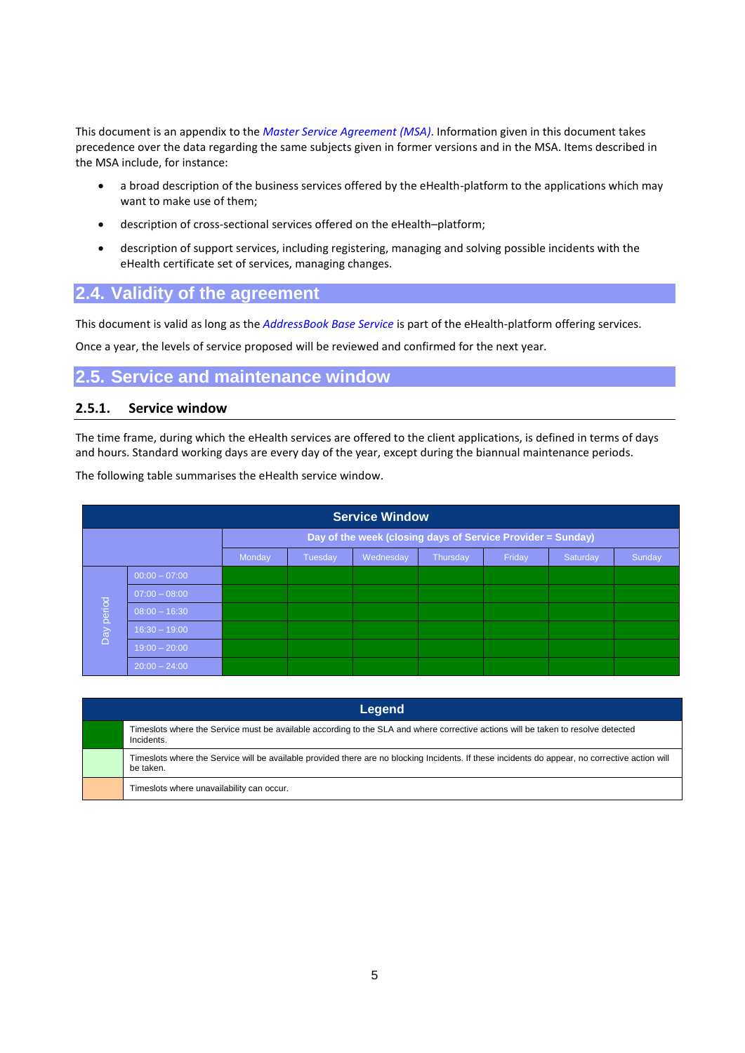This document is an appendix to the *Master Service Agreement (MSA)*. Information given in this document takes precedence over the data regarding the same subjects given in former versions and in the MSA. Items described in the MSA include, for instance:

- a broad description of the business services offered by the eHealth-platform to the applications which may want to make use of them;
- description of cross-sectional services offered on the eHealth–platform;
- description of support services, including registering, managing and solving possible incidents with the eHealth certificate set of services, managing changes.

## 2.4. Validity of the agreement

This document is valid as long as the *AddressBook Base Service* is part of the eHealth-platform offering services.

Once a year, the levels of service proposed will be reviewed and confirmed for the next year.

## 2.5. Service and maintenance window

### 2.5.1. Service window

The time frame, during which the eHealth services are offered to the client applications, is defined in terms of days and hours. Standard working days are every day of the year, except during the biannual maintenance periods.

The following table summarises the eHealth service window.

| Service Window | | | | | | | | |
|---|---|---|---|---|---|---|---|---|
| | | Day of the week (closing days of Service Provider = Sunday) | | | | | | |
| | | Monday | Tuesday | Wednesday | Thursday | Friday | Saturday | Sunday |
| Day period | 00:00 – 07:00 | | | | | | | |
| | 07:00 – 08:00 | | | | | | | |
| | 08:00 – 16:30 | | | | | | | |
| | 16:30 – 19:00 | | | | | | | |
| | 19:00 – 20:00 | | | | | | | |
| | 20:00 – 24:00 | | | | | | | |

| Legend | |
|---|---|
| | Timeslots where the Service must be available according to the SLA and where corrective actions will be taken to resolve detected Incidents. |
| | Timeslots where the Service will be available provided there are no blocking Incidents. If these incidents do appear, no corrective action will be taken. |
| | Timeslots where unavailability can occur. |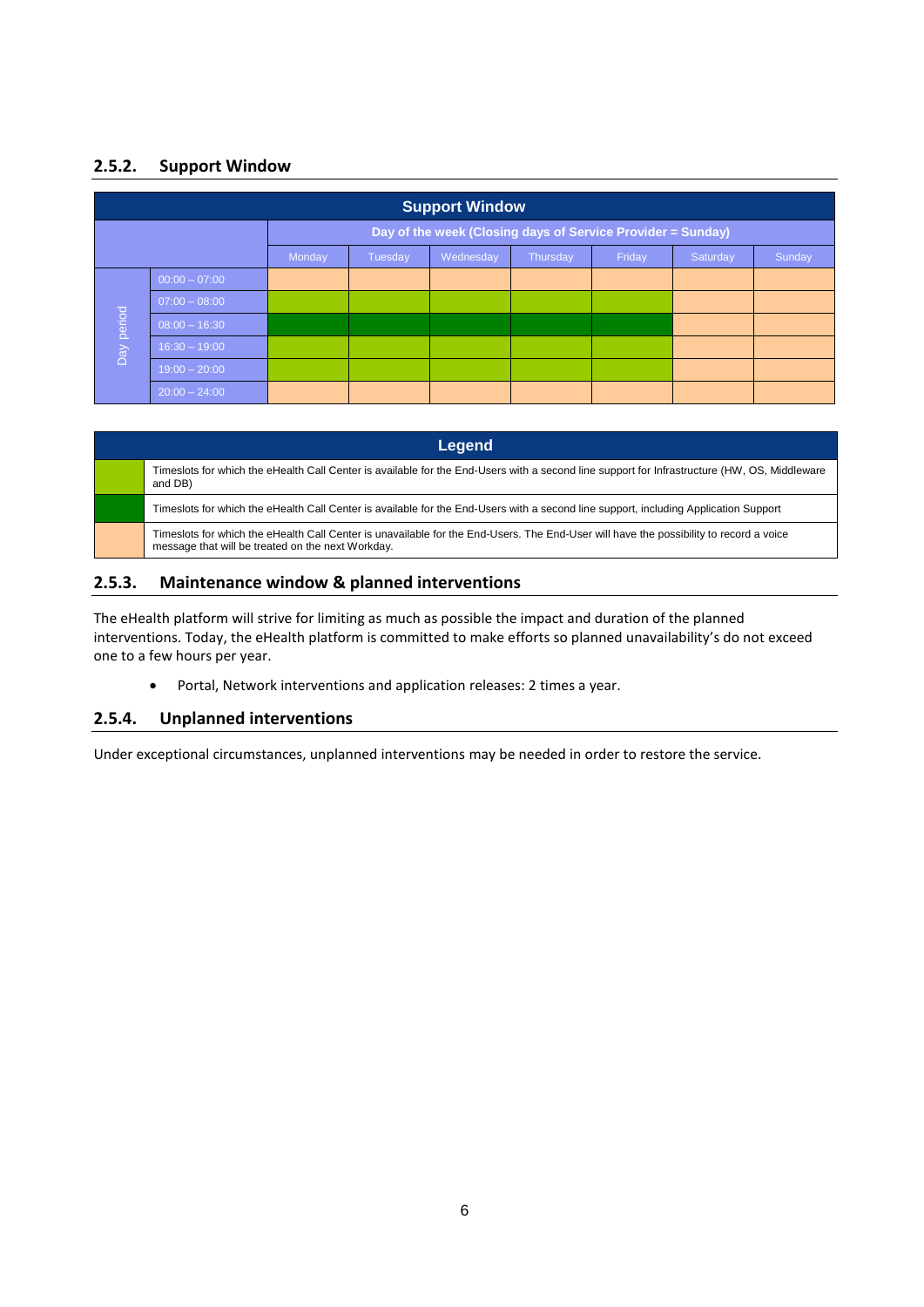## 2.5.2. Support Window

| Support Window | | | | | | | | |
|---|---|---|---|---|---|---|---|---|
| | | Day of the week (Closing days of Service Provider = Sunday) | | | | | | |
| | | Monday | Tuesday | Wednesday | Thursday | Friday | Saturday | Sunday |
| Day period | 00:00 – 07:00 | Unavailable | Unavailable | Unavailable | Unavailable | Unavailable | Unavailable | Unavailable |
| | 07:00 – 08:00 | Infrastructure | Infrastructure | Infrastructure | Infrastructure | Infrastructure | Unavailable | Unavailable |
| | 08:00 – 16:30 | Application | Application | Application | Application | Application | Unavailable | Unavailable |
| | 16:30 – 19:00 | Infrastructure | Infrastructure | Infrastructure | Infrastructure | Infrastructure | Unavailable | Unavailable |
| | 19:00 – 20:00 | Infrastructure | Infrastructure | Infrastructure | Infrastructure | Infrastructure | Unavailable | Unavailable |
| | 20:00 – 24:00 | Unavailable | Unavailable | Unavailable | Unavailable | Unavailable | Unavailable | Unavailable |

| Legend | |
|---|---|
| Infrastructure (light green) | Timeslots for which the eHealth Call Center is available for the End-Users with a second line support for Infrastructure (HW, OS, Middleware and DB) |
| Application (dark green) | Timeslots for which the eHealth Call Center is available for the End-Users with a second line support, including Application Support |
| Unavailable (orange) | Timeslots for which the eHealth Call Center is unavailable for the End-Users. The End-User will have the possibility to record a voice message that will be treated on the next Workday. |

## 2.5.3. Maintenance window & planned interventions

The eHealth platform will strive for limiting as much as possible the impact and duration of the planned interventions. Today, the eHealth platform is committed to make efforts so planned unavailability's do not exceed one to a few hours per year.

- Portal, Network interventions and application releases: 2 times a year.

## 2.5.4. Unplanned interventions

Under exceptional circumstances, unplanned interventions may be needed in order to restore the service.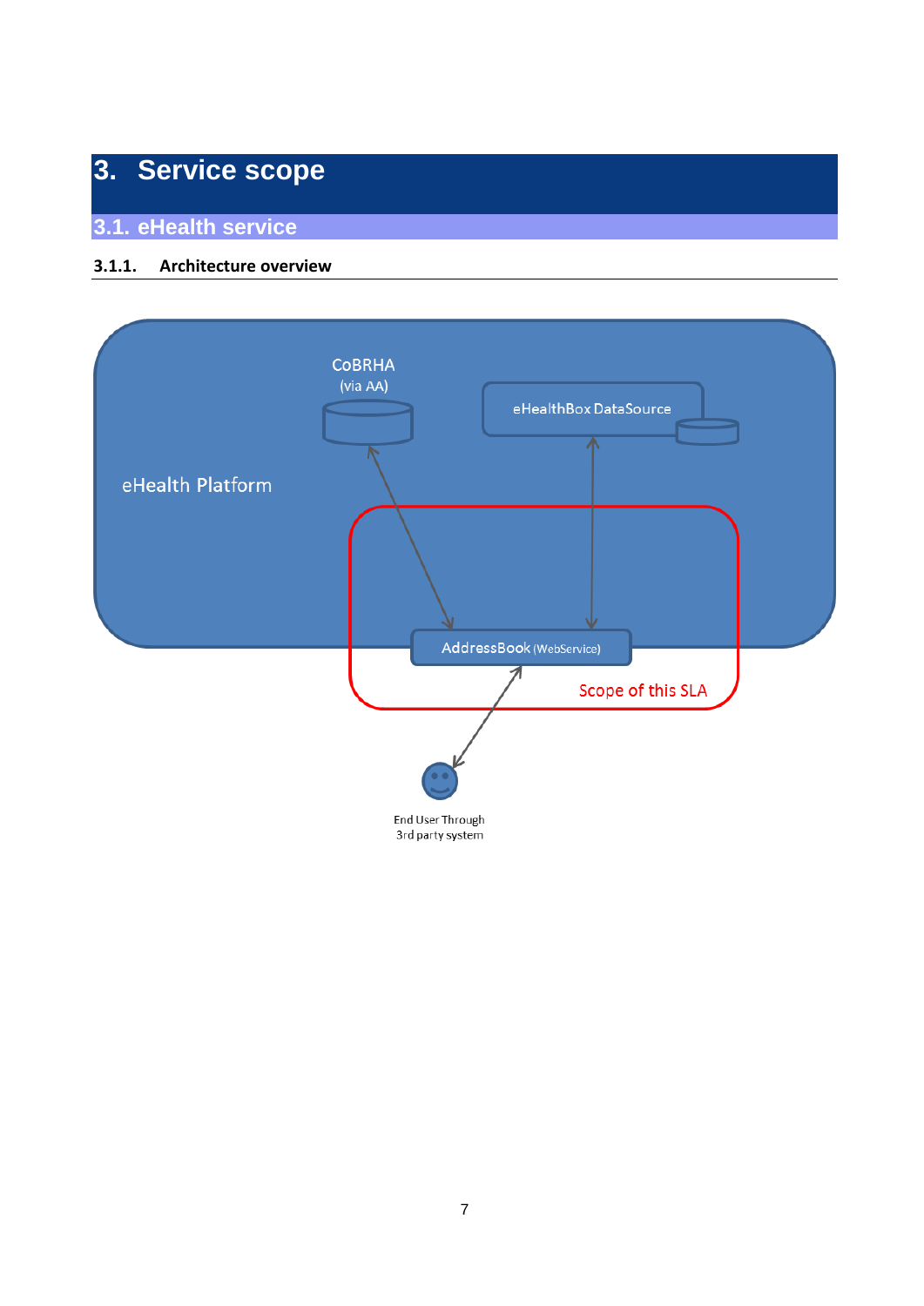# 3. Service scope

## 3.1. eHealth service

### 3.1.1. Architecture overview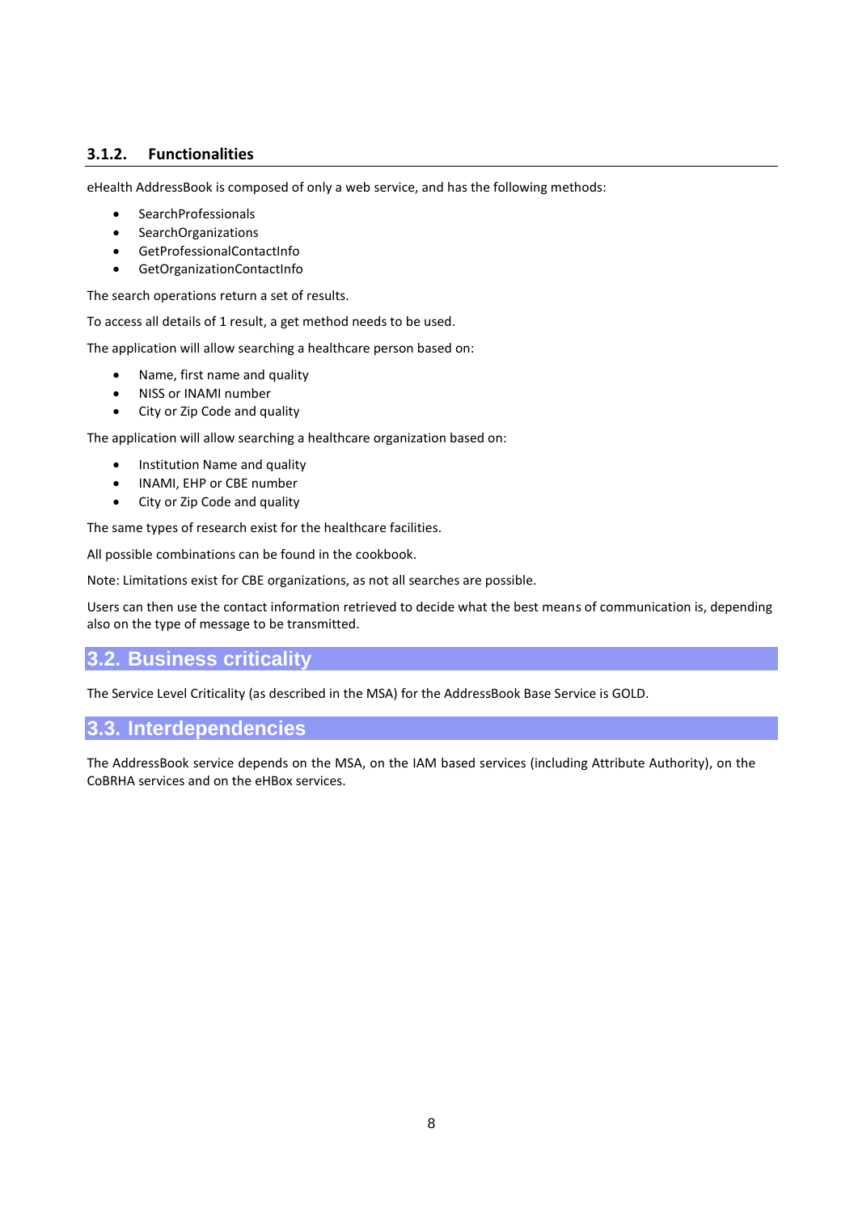### 3.1.2. Functionalities

eHealth AddressBook is composed of only a web service, and has the following methods:

- SearchProfessionals
- SearchOrganizations
- GetProfessionalContactInfo
- GetOrganizationContactInfo

The search operations return a set of results.

To access all details of 1 result, a get method needs to be used.

The application will allow searching a healthcare person based on:

- Name, first name and quality
- NISS or INAMI number
- City or Zip Code and quality

The application will allow searching a healthcare organization based on:

- Institution Name and quality
- INAMI, EHP or CBE number
- City or Zip Code and quality

The same types of research exist for the healthcare facilities.

All possible combinations can be found in the cookbook.

Note: Limitations exist for CBE organizations, as not all searches are possible.

Users can then use the contact information retrieved to decide what the best means of communication is, depending also on the type of message to be transmitted.

## 3.2. Business criticality

The Service Level Criticality (as described in the MSA) for the AddressBook Base Service is GOLD.

## 3.3. Interdependencies

The AddressBook service depends on the MSA, on the IAM based services (including Attribute Authority), on the CoBRHA services and on the eHBox services.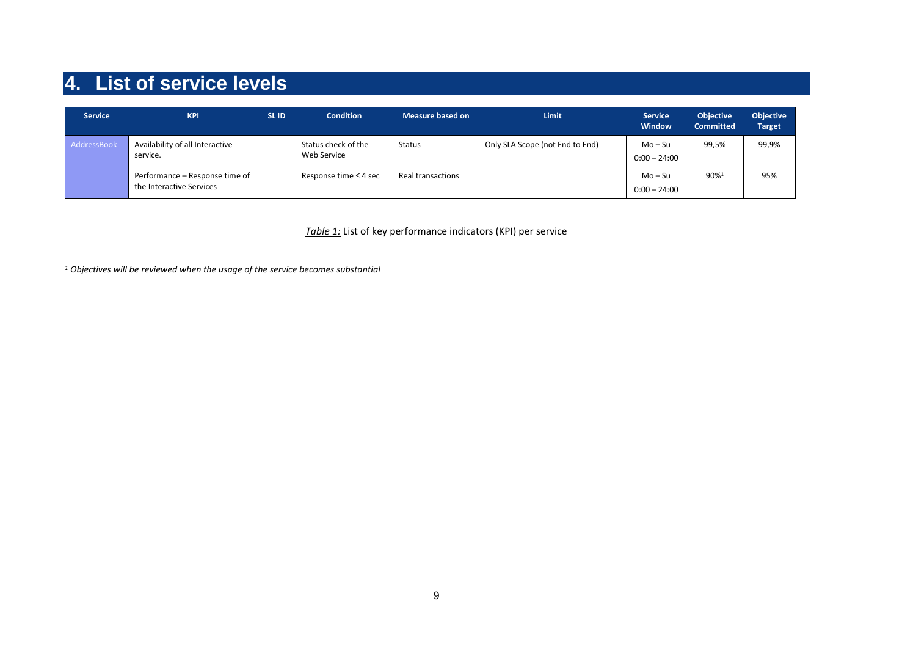# 4. List of service levels

| Service | KPI | SL ID | Condition | Measure based on | Limit | Service Window | Objective Committed | Objective Target |
|---|---|---|---|---|---|---|---|---|
| AddressBook | Availability of all Interactive service. | | Status check of the Web Service | Status | Only SLA Scope (not End to End) | Mo – Su 0:00 – 24:00 | 99,5% | 99,9% |
| | Performance – Response time of the Interactive Services | | Response time ≤ 4 sec | Real transactions | | Mo – Su 0:00 – 24:00 | 90%[1] | 95% |

*Table 1:* List of key performance indicators (KPI) per service

*[1] Objectives will be reviewed when the usage of the service becomes substantial*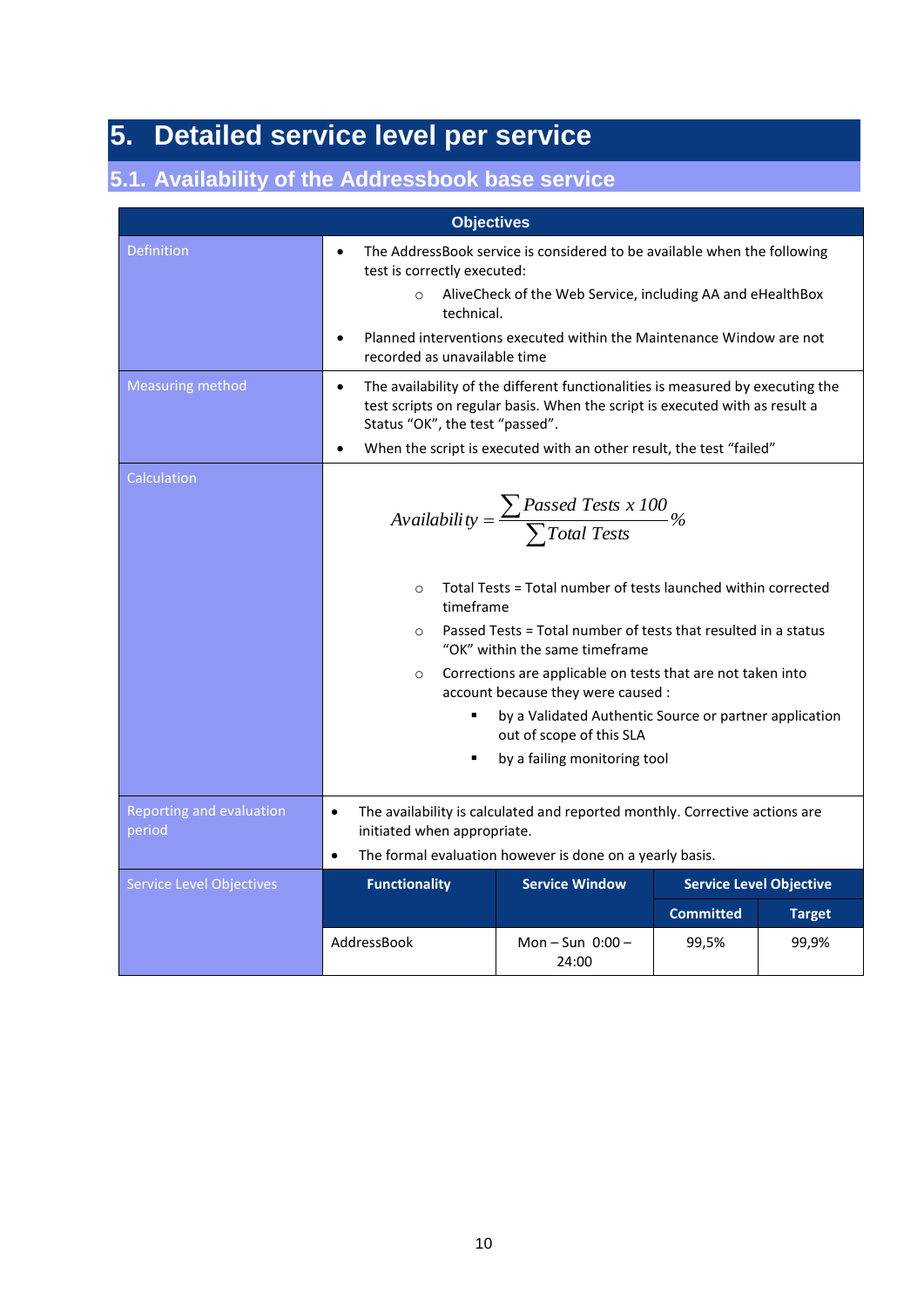# 5. Detailed service level per service

## 5.1. Availability of the Addressbook base service

| Objectives | | | | |
|---|---|---|---|---|
| Definition | • The AddressBook service is considered to be available when the following test is correctly executed:<br>  ○ AliveCheck of the Web Service, including AA and eHealthBox technical.<br>• Planned interventions executed within the Maintenance Window are not recorded as unavailable time | | | |
| Measuring method | • The availability of the different functionalities is measured by executing the test scripts on regular basis. When the script is executed with as result a Status “OK”, the test “passed”.<br>• When the script is executed with an other result, the test “failed” | | | |
| Calculation | $$Availability = \frac{\sum Passed\ Tests\ x\ 100}{\sum Total\ Tests} \%$$<br>  ○ Total Tests = Total number of tests launched within corrected timeframe<br>  ○ Passed Tests = Total number of tests that resulted in a status “OK” within the same timeframe<br>  ○ Corrections are applicable on tests that are not taken into account because they were caused :<br>    ▪ by a Validated Authentic Source or partner application out of scope of this SLA<br>    ▪ by a failing monitoring tool | | | |
| Reporting and evaluation period | • The availability is calculated and reported monthly. Corrective actions are initiated when appropriate.<br>• The formal evaluation however is done on a yearly basis. | | | |
| Service Level Objectives | **Functionality** | **Service Window** | **Service Level Objective** | |
| | | | **Committed** | **Target** |
| | AddressBook | Mon – Sun 0:00 – 24:00 | 99,5% | 99,9% |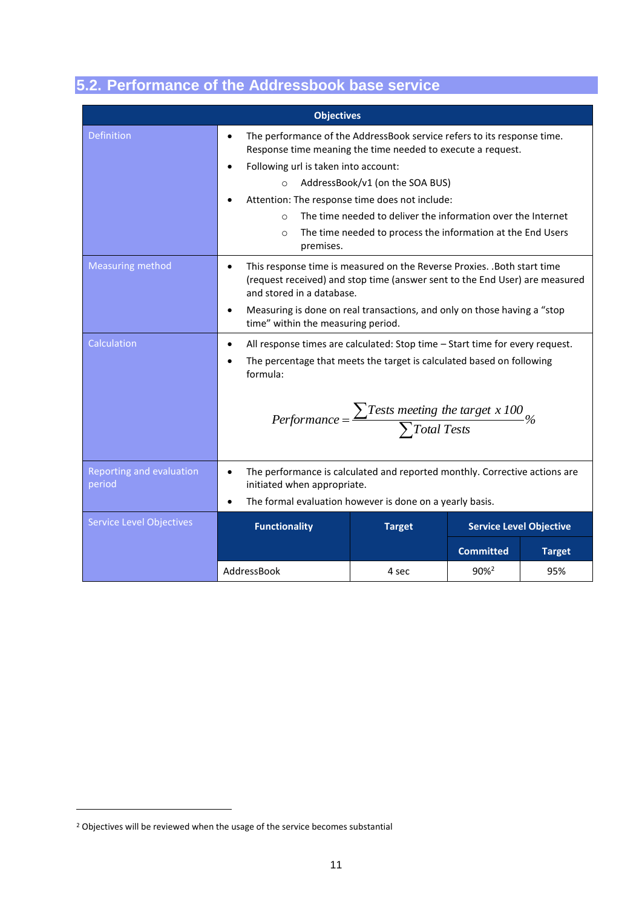## 5.2. Performance of the Addressbook base service

| Objectives | | | | |
|---|---|---|---|---|
| Definition | • The performance of the AddressBook service refers to its response time. Response time meaning the time needed to execute a request.<br>• Following url is taken into account:<br>&nbsp;&nbsp;&nbsp;&nbsp;○ AddressBook/v1 (on the SOA BUS)<br>• Attention: The response time does not include:<br>&nbsp;&nbsp;&nbsp;&nbsp;○ The time needed to deliver the information over the Internet<br>&nbsp;&nbsp;&nbsp;&nbsp;○ The time needed to process the information at the End Users premises. | | | |
| Measuring method | • This response time is measured on the Reverse Proxies. .Both start time (request received) and stop time (answer sent to the End User) are measured and stored in a database.<br>• Measuring is done on real transactions, and only on those having a "stop time" within the measuring period. | | | |
| Calculation | • All response times are calculated: Stop time – Start time for every request.<br>• The percentage that meets the target is calculated based on following formula:<br><br>$Performance = \frac{\sum Tests\ meeting\ the\ target\ x\ 100}{\sum Total\ Tests}\%$ | | | |
| Reporting and evaluation period | • The performance is calculated and reported monthly. Corrective actions are initiated when appropriate.<br>• The formal evaluation however is done on a yearly basis. | | | |
| Service Level Objectives | **Functionality** | **Target** | **Service Level Objective** | |
| | | | **Committed** | **Target** |
| | AddressBook | 4 sec | 90%[2] | 95% |

[2] Objectives will be reviewed when the usage of the service becomes substantial